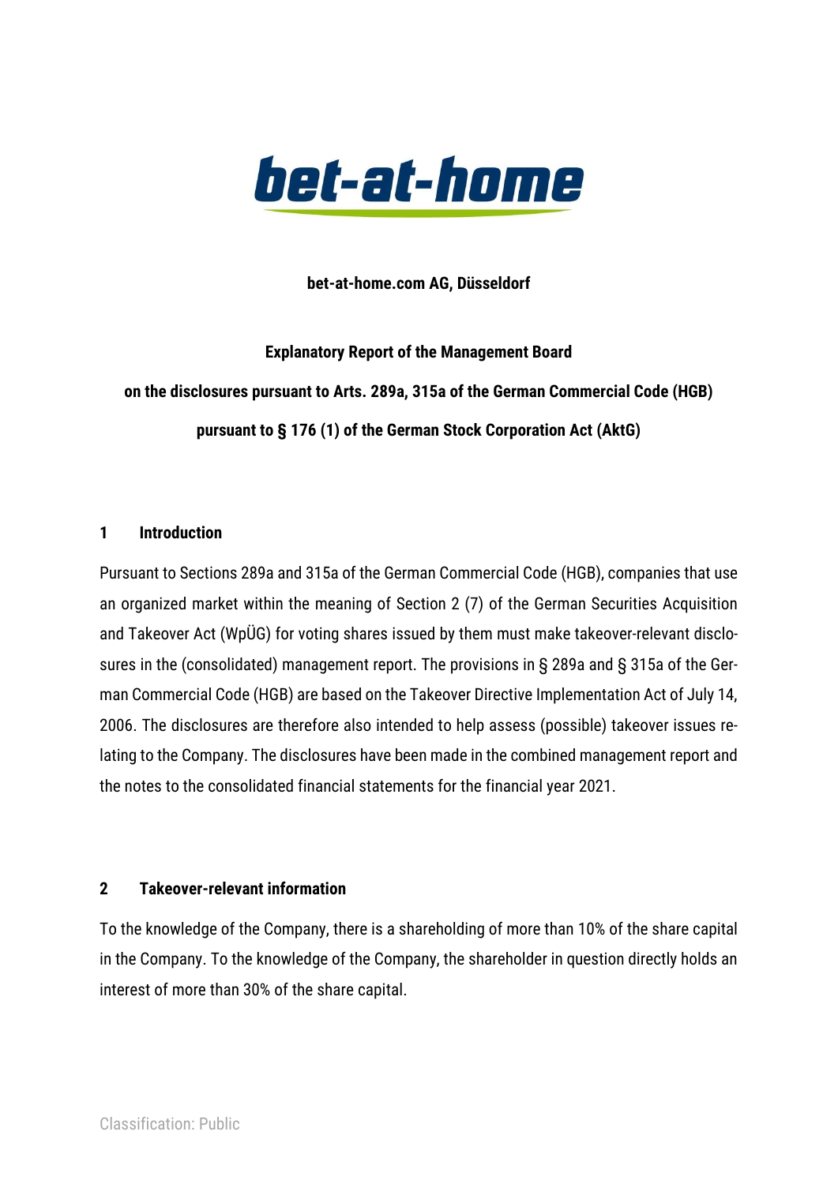**bet-at-home.com AG, Düsseldorf**

**Explanatory Report of the Management Board**

**on the disclosures pursuant to Arts. 289a, 315a of the German Commercial Code (HGB)**

**pursuant to § 176 (1) of the German Stock Corporation Act (AktG)**

## 1 Introduction

Pursuant to Sections 289a and 315a of the German Commercial Code (HGB), companies that use an organized market within the meaning of Section 2 (7) of the German Securities Acquisition and Takeover Act (WpÜG) for voting shares issued by them must make takeover-relevant disclosures in the (consolidated) management report. The provisions in § 289a and § 315a of the German Commercial Code (HGB) are based on the Takeover Directive Implementation Act of July 14, 2006. The disclosures are therefore also intended to help assess (possible) takeover issues relating to the Company. The disclosures have been made in the combined management report and the notes to the consolidated financial statements for the financial year 2021.

## 2 Takeover-relevant information

To the knowledge of the Company, there is a shareholding of more than 10% of the share capital in the Company. To the knowledge of the Company, the shareholder in question directly holds an interest of more than 30% of the share capital.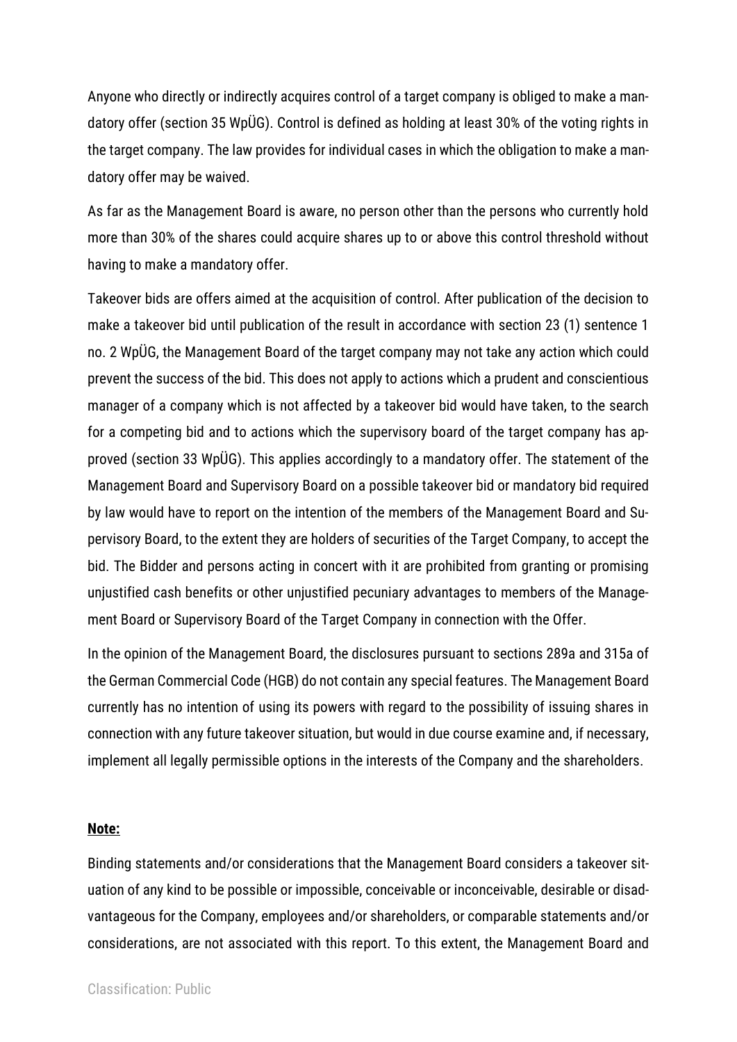Anyone who directly or indirectly acquires control of a target company is obliged to make a mandatory offer (section 35 WpÜG). Control is defined as holding at least 30% of the voting rights in the target company. The law provides for individual cases in which the obligation to make a mandatory offer may be waived.

As far as the Management Board is aware, no person other than the persons who currently hold more than 30% of the shares could acquire shares up to or above this control threshold without having to make a mandatory offer.

Takeover bids are offers aimed at the acquisition of control. After publication of the decision to make a takeover bid until publication of the result in accordance with section 23 (1) sentence 1 no. 2 WpÜG, the Management Board of the target company may not take any action which could prevent the success of the bid. This does not apply to actions which a prudent and conscientious manager of a company which is not affected by a takeover bid would have taken, to the search for a competing bid and to actions which the supervisory board of the target company has approved (section 33 WpÜG). This applies accordingly to a mandatory offer. The statement of the Management Board and Supervisory Board on a possible takeover bid or mandatory bid required by law would have to report on the intention of the members of the Management Board and Supervisory Board, to the extent they are holders of securities of the Target Company, to accept the bid. The Bidder and persons acting in concert with it are prohibited from granting or promising unjustified cash benefits or other unjustified pecuniary advantages to members of the Management Board or Supervisory Board of the Target Company in connection with the Offer.

In the opinion of the Management Board, the disclosures pursuant to sections 289a and 315a of the German Commercial Code (HGB) do not contain any special features. The Management Board currently has no intention of using its powers with regard to the possibility of issuing shares in connection with any future takeover situation, but would in due course examine and, if necessary, implement all legally permissible options in the interests of the Company and the shareholders.

**Note:**

Binding statements and/or considerations that the Management Board considers a takeover situation of any kind to be possible or impossible, conceivable or inconceivable, desirable or disadvantageous for the Company, employees and/or shareholders, or comparable statements and/or considerations, are not associated with this report. To this extent, the Management Board and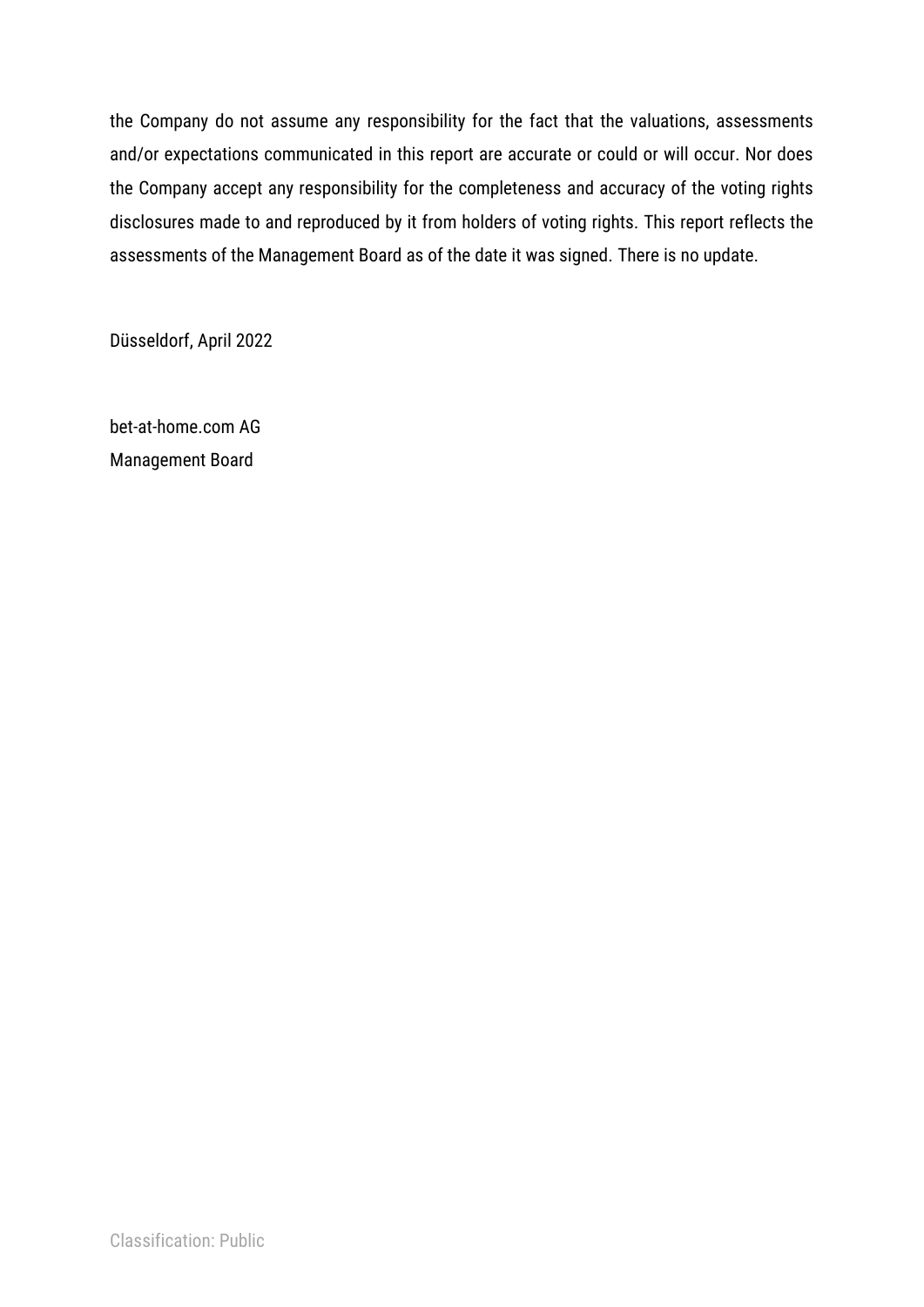the Company do not assume any responsibility for the fact that the valuations, assessments and/or expectations communicated in this report are accurate or could or will occur. Nor does the Company accept any responsibility for the completeness and accuracy of the voting rights disclosures made to and reproduced by it from holders of voting rights. This report reflects the assessments of the Management Board as of the date it was signed. There is no update.

Düsseldorf, April 2022

bet-at-home.com AG
Management Board